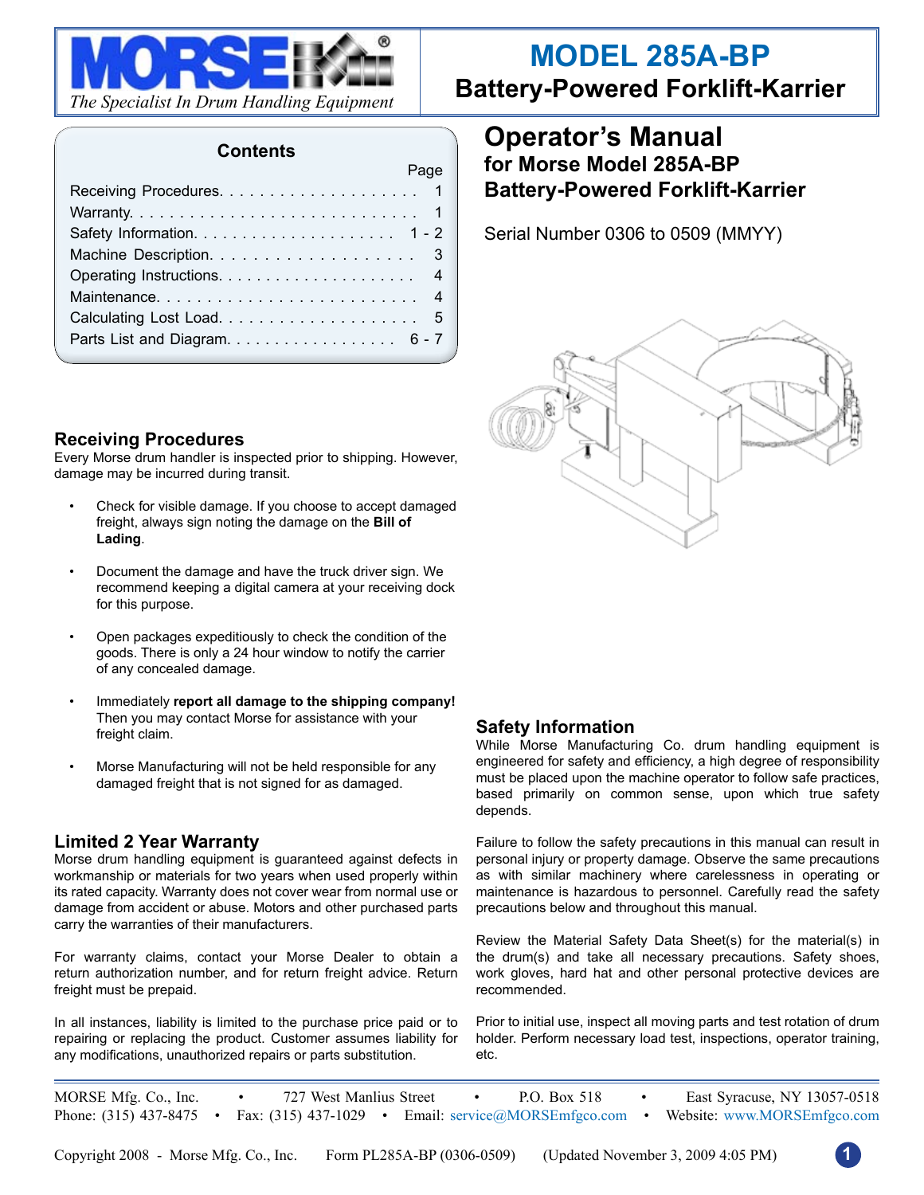# MODEL 285A-BP

## Battery-Powered Forklift-Karrier

*The Specialist In Drum Handling Equipment*

# Operator's Manual

## for Morse Model 285A-BP Battery-Powered Forklift-Karrier

Serial Number 0306 to 0509 (MMYY)

### Contents

| | Page |
|---|---|
| Receiving Procedures | 1 |
| Warranty | 1 |
| Safety Information | 1 - 2 |
| Machine Description | 3 |
| Operating Instructions | 4 |
| Maintenance | 4 |
| Calculating Lost Load | 5 |
| Parts List and Diagram | 6 - 7 |

## Receiving Procedures

Every Morse drum handler is inspected prior to shipping. However, damage may be incurred during transit.

- Check for visible damage. If you choose to accept damaged freight, always sign noting the damage on the **Bill of Lading**.
- Document the damage and have the truck driver sign. We recommend keeping a digital camera at your receiving dock for this purpose.
- Open packages expeditiously to check the condition of the goods. There is only a 24 hour window to notify the carrier of any concealed damage.
- Immediately **report all damage to the shipping company!** Then you may contact Morse for assistance with your freight claim.
- Morse Manufacturing will not be held responsible for any damaged freight that is not signed for as damaged.

## Limited 2 Year Warranty

Morse drum handling equipment is guaranteed against defects in workmanship or materials for two years when used properly within its rated capacity. Warranty does not cover wear from normal use or damage from accident or abuse. Motors and other purchased parts carry the warranties of their manufacturers.

For warranty claims, contact your Morse Dealer to obtain a return authorization number, and for return freight advice. Return freight must be prepaid.

In all instances, liability is limited to the purchase price paid or to repairing or replacing the product. Customer assumes liability for any modifications, unauthorized repairs or parts substitution.

## Safety Information

While Morse Manufacturing Co. drum handling equipment is engineered for safety and efficiency, a high degree of responsibility must be placed upon the machine operator to follow safe practices, based primarily on common sense, upon which true safety depends.

Failure to follow the safety precautions in this manual can result in personal injury or property damage. Observe the same precautions as with similar machinery where carelessness in operating or maintenance is hazardous to personnel. Carefully read the safety precautions below and throughout this manual.

Review the Material Safety Data Sheet(s) for the material(s) in the drum(s) and take all necessary precautions. Safety shoes, work gloves, hard hat and other personal protective devices are recommended.

Prior to initial use, inspect all moving parts and test rotation of drum holder. Perform necessary load test, inspections, operator training, etc.

MORSE Mfg. Co., Inc. • 727 West Manlius Street • P.O. Box 518 • East Syracuse, NY 13057-0518
Phone: (315) 437-8475 • Fax: (315) 437-1029 • Email: service@MORSEmfgco.com • Website: www.MORSEmfgco.com

Copyright 2008 - Morse Mfg. Co., Inc. Form PL285A-BP (0306-0509) (Updated November 3, 2009 4:05 PM)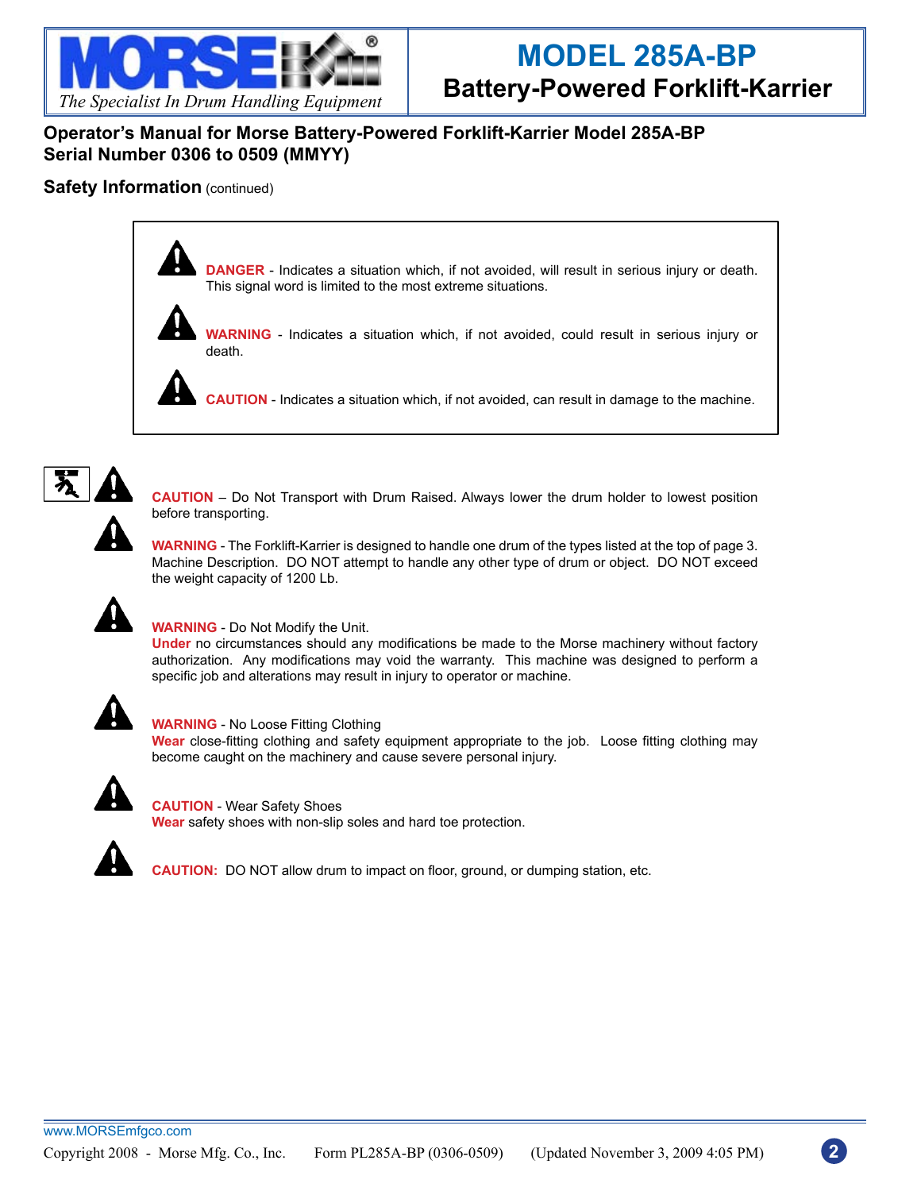## Operator's Manual for Morse Battery-Powered Forklift-Karrier Model 285A-BP
## Serial Number 0306 to 0509 (MMYY)

### Safety Information (continued)

**DANGER** - Indicates a situation which, if not avoided, will result in serious injury or death. This signal word is limited to the most extreme situations.

**WARNING** - Indicates a situation which, if not avoided, could result in serious injury or death.

**CAUTION** - Indicates a situation which, if not avoided, can result in damage to the machine.

**CAUTION** – Do Not Transport with Drum Raised. Always lower the drum holder to lowest position before transporting.

**WARNING** - The Forklift-Karrier is designed to handle one drum of the types listed at the top of page 3. Machine Description. DO NOT attempt to handle any other type of drum or object. DO NOT exceed the weight capacity of 1200 Lb.

**WARNING** - Do Not Modify the Unit.
**Under** no circumstances should any modifications be made to the Morse machinery without factory authorization. Any modifications may void the warranty. This machine was designed to perform a specific job and alterations may result in injury to operator or machine.

**WARNING** - No Loose Fitting Clothing
**Wear** close-fitting clothing and safety equipment appropriate to the job. Loose fitting clothing may become caught on the machinery and cause severe personal injury.

**CAUTION** - Wear Safety Shoes
**Wear** safety shoes with non-slip soles and hard toe protection.

**CAUTION:** DO NOT allow drum to impact on floor, ground, or dumping station, etc.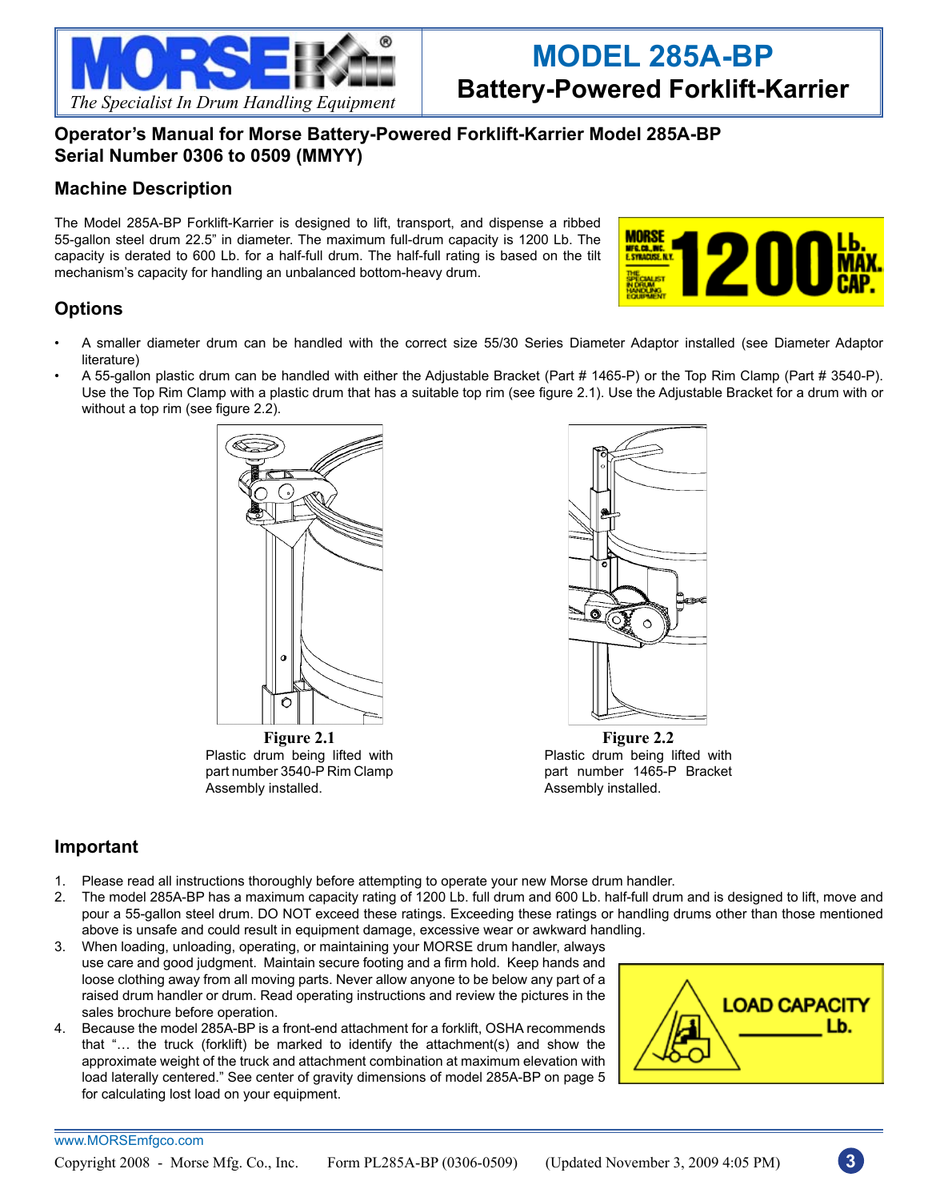# MODEL 285A-BP

## Battery-Powered Forklift-Karrier

### Operator's Manual for Morse Battery-Powered Forklift-Karrier Model 285A-BP Serial Number 0306 to 0509 (MMYY)

### Machine Description

The Model 285A-BP Forklift-Karrier is designed to lift, transport, and dispense a ribbed 55-gallon steel drum 22.5" in diameter. The maximum full-drum capacity is 1200 Lb. The capacity is derated to 600 Lb. for a half-full drum. The half-full rating is based on the tilt mechanism's capacity for handling an unbalanced bottom-heavy drum.

### Options

- A smaller diameter drum can be handled with the correct size 55/30 Series Diameter Adaptor installed (see Diameter Adaptor literature)
- A 55-gallon plastic drum can be handled with either the Adjustable Bracket (Part # 1465-P) or the Top Rim Clamp (Part # 3540-P). Use the Top Rim Clamp with a plastic drum that has a suitable top rim (see figure 2.1). Use the Adjustable Bracket for a drum with or without a top rim (see figure 2.2).

**Figure 2.1**
Plastic drum being lifted with part number 3540-P Rim Clamp Assembly installed.

**Figure 2.2**
Plastic drum being lifted with part number 1465-P Bracket Assembly installed.

### Important

1. Please read all instructions thoroughly before attempting to operate your new Morse drum handler.
2. The model 285A-BP has a maximum capacity rating of 1200 Lb. full drum and 600 Lb. half-full drum and is designed to lift, move and pour a 55-gallon steel drum. DO NOT exceed these ratings. Exceeding these ratings or handling drums other than those mentioned above is unsafe and could result in equipment damage, excessive wear or awkward handling.
3. When loading, unloading, operating, or maintaining your MORSE drum handler, always use care and good judgment. Maintain secure footing and a firm hold. Keep hands and loose clothing away from all moving parts. Never allow anyone to be below any part of a raised drum handler or drum. Read operating instructions and review the pictures in the sales brochure before operation.
4. Because the model 285A-BP is a front-end attachment for a forklift, OSHA recommends that "… the truck (forklift) be marked to identify the attachment(s) and show the approximate weight of the truck and attachment combination at maximum elevation with load laterally centered." See center of gravity dimensions of model 285A-BP on page 5 for calculating lost load on your equipment.

LOAD CAPACITY ________ Lb.

www.MORSEmfgco.com

Copyright 2008 - Morse Mfg. Co., Inc. Form PL285A-BP (0306-0509) (Updated November 3, 2009 4:05 PM)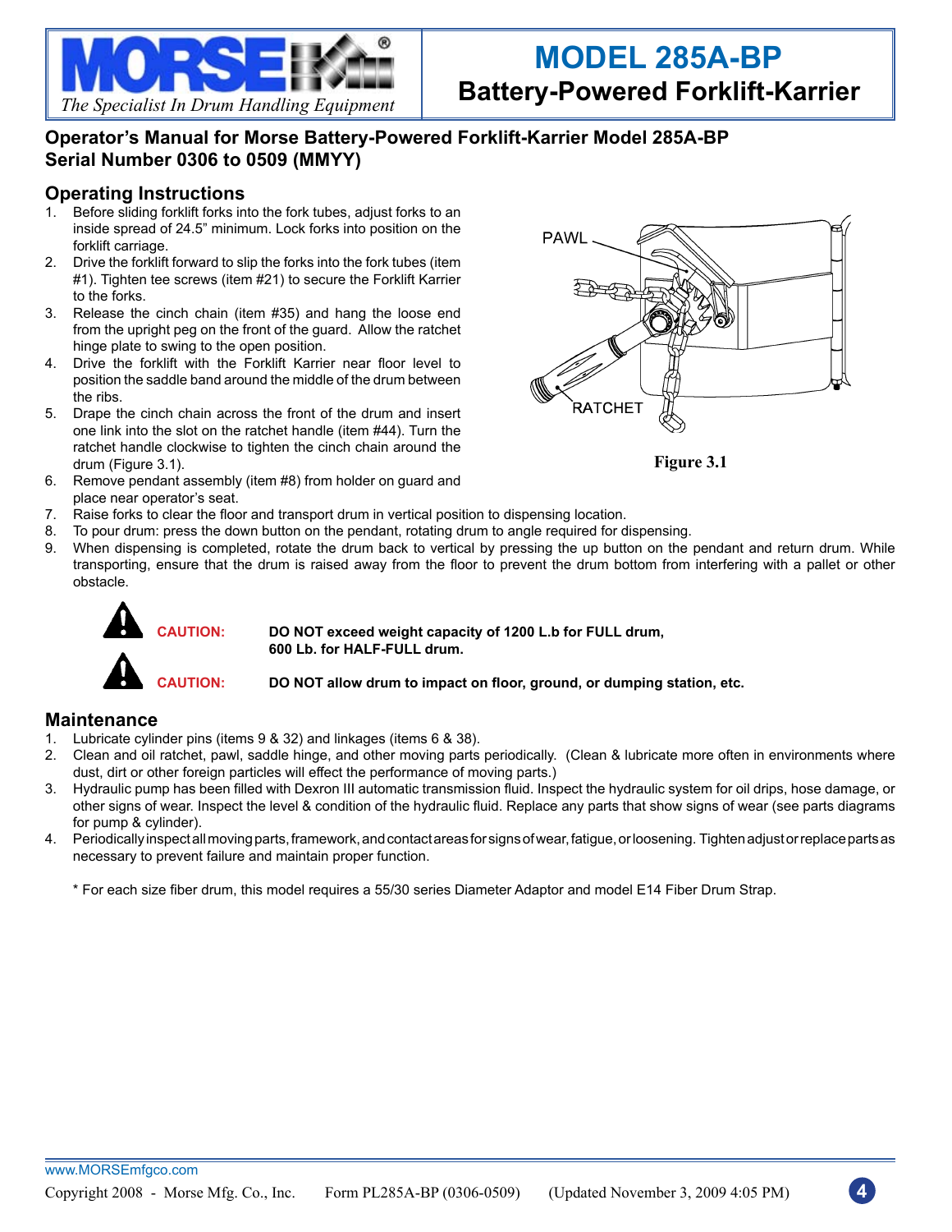# MODEL 285A-BP

## Battery-Powered Forklift-Karrier

### Operator's Manual for Morse Battery-Powered Forklift-Karrier Model 285A-BP Serial Number 0306 to 0509 (MMYY)

## Operating Instructions

1. Before sliding forklift forks into the fork tubes, adjust forks to an inside spread of 24.5" minimum. Lock forks into position on the forklift carriage.
2. Drive the forklift forward to slip the forks into the fork tubes (item #1). Tighten tee screws (item #21) to secure the Forklift Karrier to the forks.
3. Release the cinch chain (item #35) and hang the loose end from the upright peg on the front of the guard. Allow the ratchet hinge plate to swing to the open position.
4. Drive the forklift with the Forklift Karrier near floor level to position the saddle band around the middle of the drum between the ribs.
5. Drape the cinch chain across the front of the drum and insert one link into the slot on the ratchet handle (item #44). Turn the ratchet handle clockwise to tighten the cinch chain around the drum (Figure 3.1).
6. Remove pendant assembly (item #8) from holder on guard and place near operator's seat.
7. Raise forks to clear the floor and transport drum in vertical position to dispensing location.
8. To pour drum: press the down button on the pendant, rotating drum to angle required for dispensing.
9. When dispensing is completed, rotate the drum back to vertical by pressing the up button on the pendant and return drum. While transporting, ensure that the drum is raised away from the floor to prevent the drum bottom from interfering with a pallet or other obstacle.

PAWL

RATCHET

**Figure 3.1**

**CAUTION:** **DO NOT exceed weight capacity of 1200 L.b for FULL drum, 600 Lb. for HALF-FULL drum.**

**CAUTION:** **DO NOT allow drum to impact on floor, ground, or dumping station, etc.**

## Maintenance

1. Lubricate cylinder pins (items 9 & 32) and linkages (items 6 & 38).
2. Clean and oil ratchet, pawl, saddle hinge, and other moving parts periodically. (Clean & lubricate more often in environments where dust, dirt or other foreign particles will effect the performance of moving parts.)
3. Hydraulic pump has been filled with Dexron III automatic transmission fluid. Inspect the hydraulic system for oil drips, hose damage, or other signs of wear. Inspect the level & condition of the hydraulic fluid. Replace any parts that show signs of wear (see parts diagrams for pump & cylinder).
4. Periodically inspect all moving parts, framework, and contact areas for signs of wear, fatigue, or loosening. Tighten adjust or replace parts as necessary to prevent failure and maintain proper function.

\* For each size fiber drum, this model requires a 55/30 series Diameter Adaptor and model E14 Fiber Drum Strap.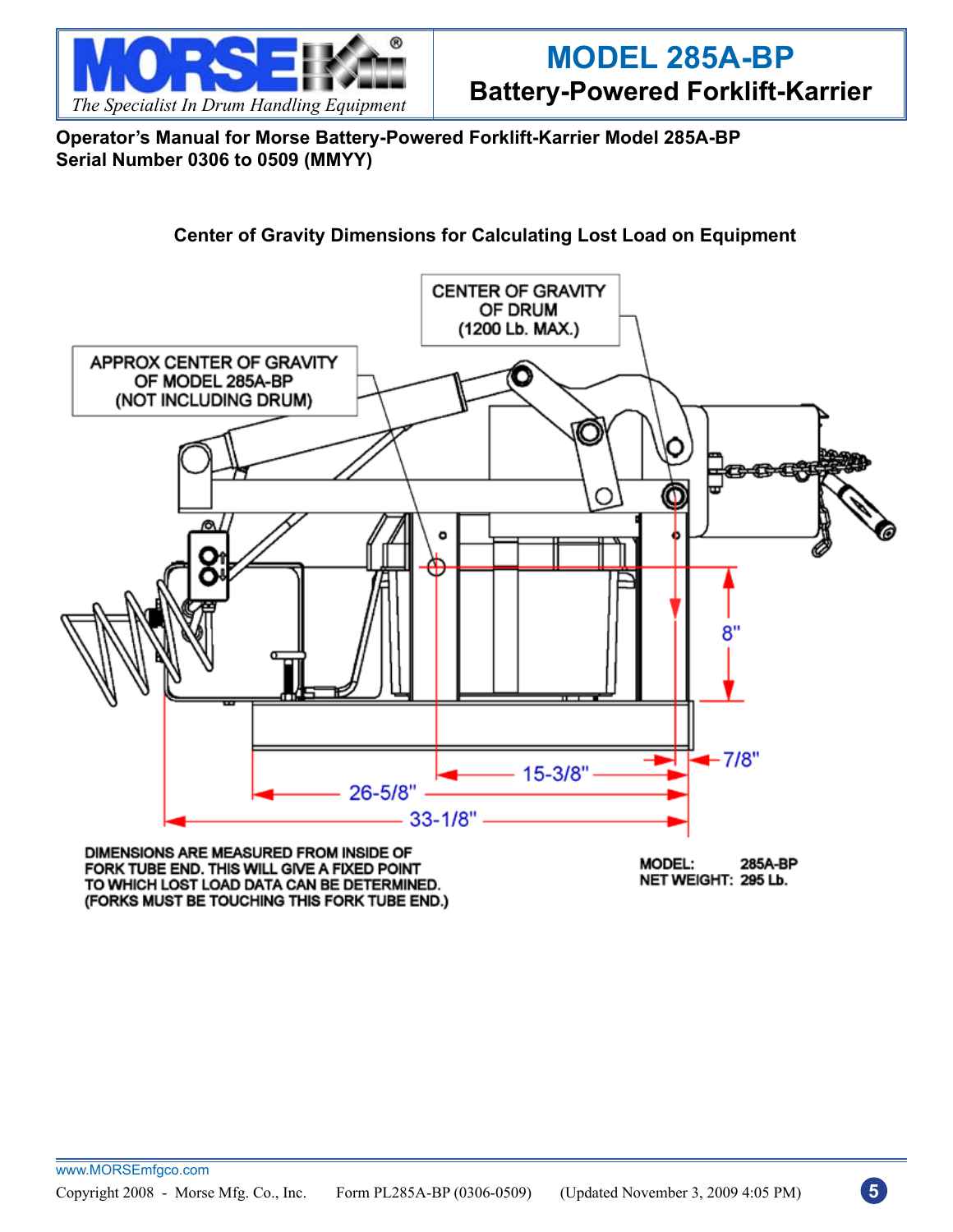# MODEL 285A-BP
## Battery-Powered Forklift-Karrier

**Operator's Manual for Morse Battery-Powered Forklift-Karrier Model 285A-BP**
**Serial Number 0306 to 0509 (MMYY)**

### Center of Gravity Dimensions for Calculating Lost Load on Equipment

CENTER OF GRAVITY OF DRUM (1200 Lb. MAX.)

APPROX CENTER OF GRAVITY OF MODEL 285A-BP (NOT INCLUDING DRUM)

8"

7/8"

15-3/8"

26-5/8"

33-1/8"

DIMENSIONS ARE MEASURED FROM INSIDE OF FORK TUBE END. THIS WILL GIVE A FIXED POINT TO WHICH LOST LOAD DATA CAN BE DETERMINED. (FORKS MUST BE TOUCHING THIS FORK TUBE END.)

MODEL: 285A-BP
NET WEIGHT: 295 Lb.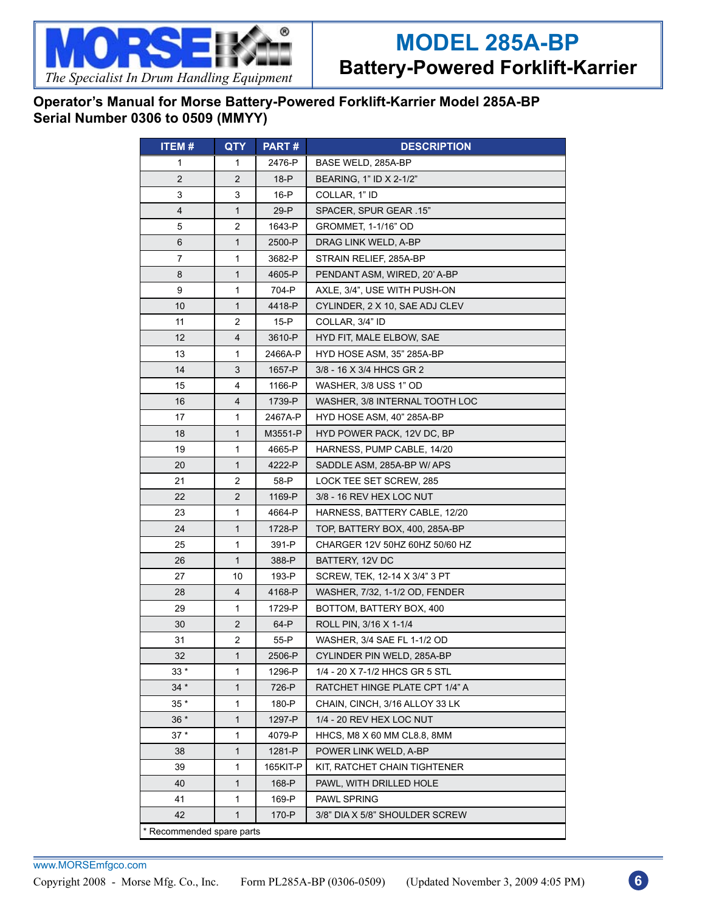# MODEL 285A-BP

## Battery-Powered Forklift-Karrier

**Operator's Manual for Morse Battery-Powered Forklift-Karrier Model 285A-BP**
**Serial Number 0306 to 0509 (MMYY)**

| ITEM # | QTY | PART # | DESCRIPTION |
|---|---|---|---|
| 1 | 1 | 2476-P | BASE WELD, 285A-BP |
| 2 | 2 | 18-P | BEARING, 1" ID X 2-1/2" |
| 3 | 3 | 16-P | COLLAR, 1" ID |
| 4 | 1 | 29-P | SPACER, SPUR GEAR .15" |
| 5 | 2 | 1643-P | GROMMET, 1-1/16" OD |
| 6 | 1 | 2500-P | DRAG LINK WELD, A-BP |
| 7 | 1 | 3682-P | STRAIN RELIEF, 285A-BP |
| 8 | 1 | 4605-P | PENDANT ASM, WIRED, 20' A-BP |
| 9 | 1 | 704-P | AXLE, 3/4", USE WITH PUSH-ON |
| 10 | 1 | 4418-P | CYLINDER, 2 X 10, SAE ADJ CLEV |
| 11 | 2 | 15-P | COLLAR, 3/4" ID |
| 12 | 4 | 3610-P | HYD FIT, MALE ELBOW, SAE |
| 13 | 1 | 2466A-P | HYD HOSE ASM, 35" 285A-BP |
| 14 | 3 | 1657-P | 3/8 - 16 X 3/4 HHCS GR 2 |
| 15 | 4 | 1166-P | WASHER, 3/8 USS 1" OD |
| 16 | 4 | 1739-P | WASHER, 3/8 INTERNAL TOOTH LOC |
| 17 | 1 | 2467A-P | HYD HOSE ASM, 40" 285A-BP |
| 18 | 1 | M3551-P | HYD POWER PACK, 12V DC, BP |
| 19 | 1 | 4665-P | HARNESS, PUMP CABLE, 14/20 |
| 20 | 1 | 4222-P | SADDLE ASM, 285A-BP W/ APS |
| 21 | 2 | 58-P | LOCK TEE SET SCREW, 285 |
| 22 | 2 | 1169-P | 3/8 - 16 REV HEX LOC NUT |
| 23 | 1 | 4664-P | HARNESS, BATTERY CABLE, 12/20 |
| 24 | 1 | 1728-P | TOP, BATTERY BOX, 400, 285A-BP |
| 25 | 1 | 391-P | CHARGER 12V 50HZ 60HZ 50/60 HZ |
| 26 | 1 | 388-P | BATTERY, 12V DC |
| 27 | 10 | 193-P | SCREW, TEK, 12-14 X 3/4" 3 PT |
| 28 | 4 | 4168-P | WASHER, 7/32, 1-1/2 OD, FENDER |
| 29 | 1 | 1729-P | BOTTOM, BATTERY BOX, 400 |
| 30 | 2 | 64-P | ROLL PIN, 3/16 X 1-1/4 |
| 31 | 2 | 55-P | WASHER, 3/4 SAE FL 1-1/2 OD |
| 32 | 1 | 2506-P | CYLINDER PIN WELD, 285A-BP |
| 33 * | 1 | 1296-P | 1/4 - 20 X 7-1/2 HHCS GR 5 STL |
| 34 * | 1 | 726-P | RATCHET HINGE PLATE CPT 1/4" A |
| 35 * | 1 | 180-P | CHAIN, CINCH, 3/16 ALLOY 33 LK |
| 36 * | 1 | 1297-P | 1/4 - 20 REV HEX LOC NUT |
| 37 * | 1 | 4079-P | HHCS, M8 X 60 MM CL8.8, 8MM |
| 38 | 1 | 1281-P | POWER LINK WELD, A-BP |
| 39 | 1 | 165KIT-P | KIT, RATCHET CHAIN TIGHTENER |
| 40 | 1 | 168-P | PAWL, WITH DRILLED HOLE |
| 41 | 1 | 169-P | PAWL SPRING |
| 42 | 1 | 170-P | 3/8" DIA X 5/8" SHOULDER SCREW |

\* Recommended spare parts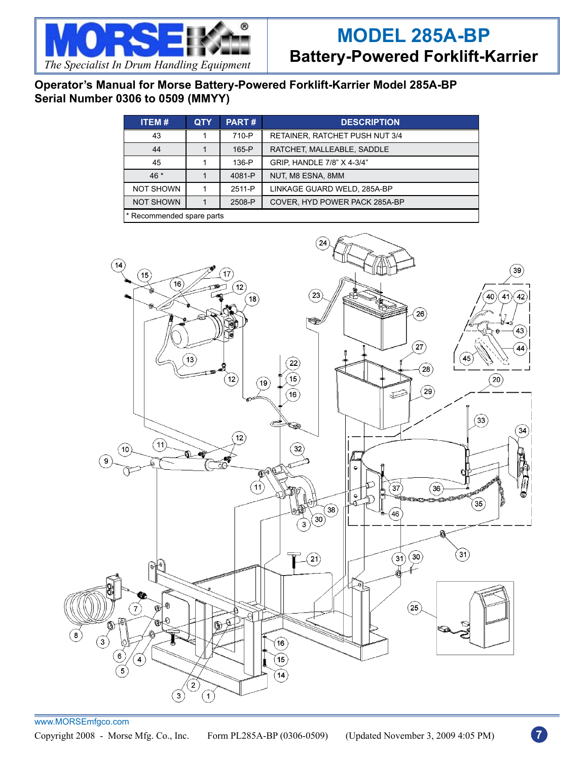# MODEL 285A-BP

## Battery-Powered Forklift-Karrier

**Operator's Manual for Morse Battery-Powered Forklift-Karrier Model 285A-BP**
**Serial Number 0306 to 0509 (MMYY)**

| ITEM # | QTY | PART # | DESCRIPTION |
|---|---|---|---|
| 43 | 1 | 710-P | RETAINER, RATCHET PUSH NUT 3/4 |
| 44 | 1 | 165-P | RATCHET, MALLEABLE, SADDLE |
| 45 | 1 | 136-P | GRIP, HANDLE 7/8" X 4-3/4" |
| 46 * | 1 | 4081-P | NUT, M8 ESNA, 8MM |
| NOT SHOWN | 1 | 2511-P | LINKAGE GUARD WELD, 285A-BP |
| NOT SHOWN | 1 | 2508-P | COVER, HYD POWER PACK 285A-BP |

\* Recommended spare parts

www.MORSEmfgco.com

Copyright 2008 - Morse Mfg. Co., Inc. Form PL285A-BP (0306-0509) (Updated November 3, 2009 4:05 PM)